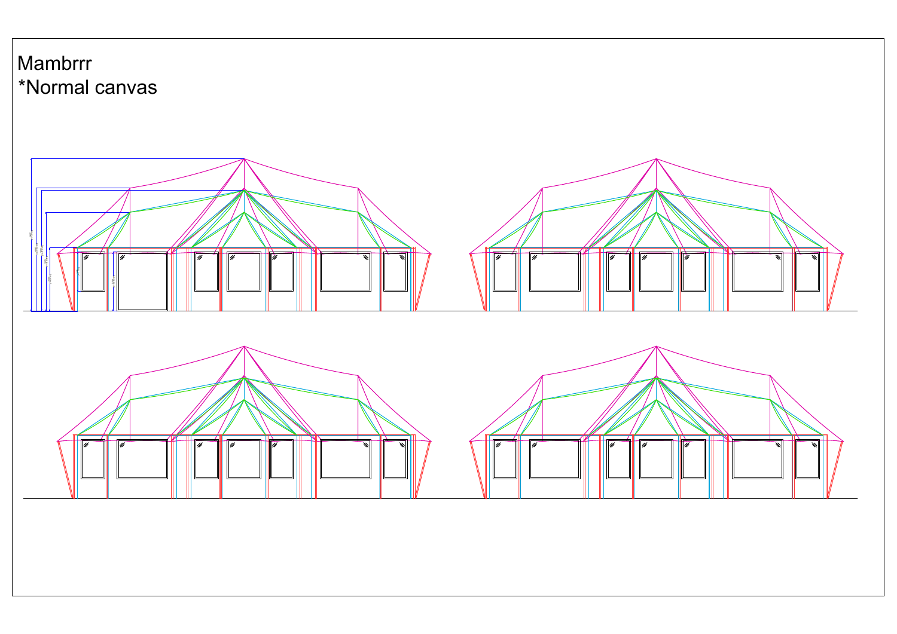Mambrrr

*Normal canvas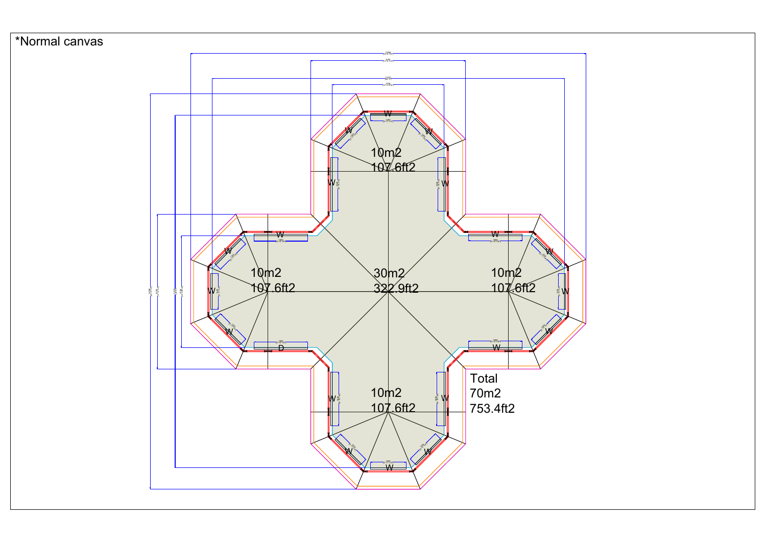*Normal canvas

10m2
107.6ft2

10m2
107.6ft2

30m2
322.9ft2

10m2
107.6ft2

10m2
107.6ft2

Total
70m2
753.4ft2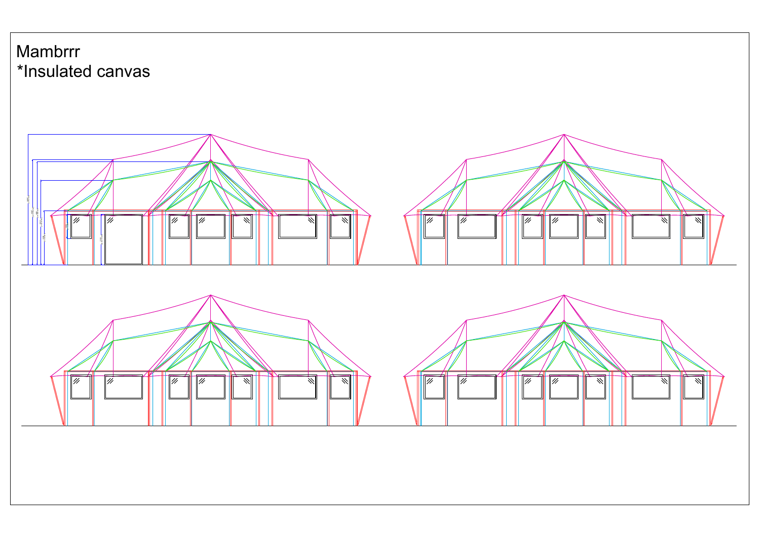Mambrrr
*Insulated canvas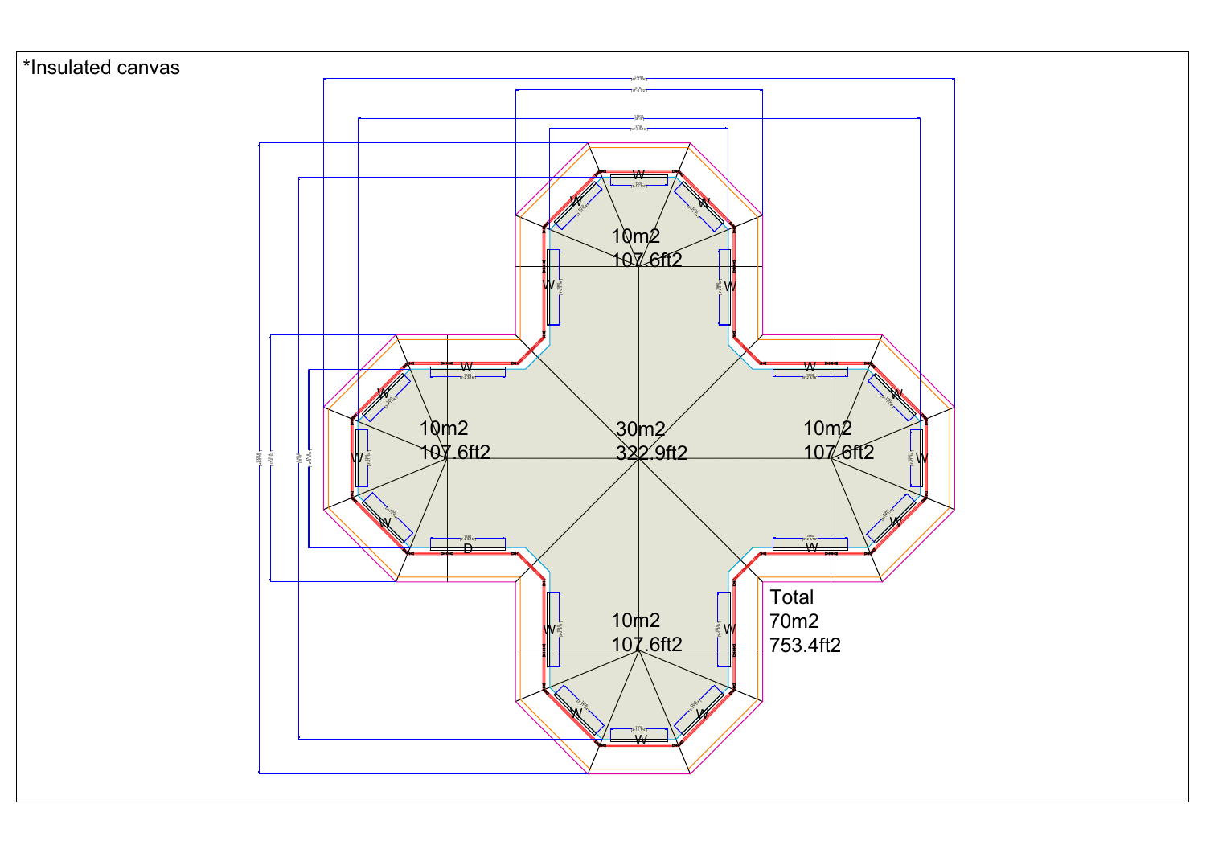*Insulated canvas

10m2
107.6ft2

10m2
107.6ft2

30m2
322.9ft2

10m2
107.6ft2

10m2
107.6ft2

Total
70m2
753.4ft2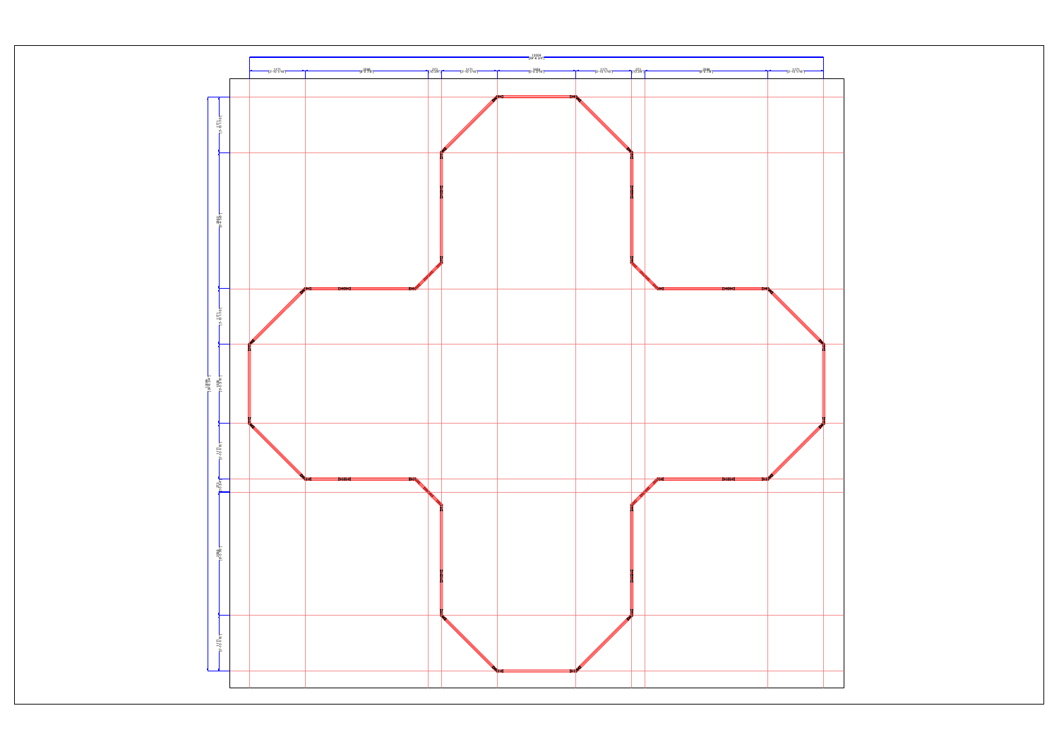12268
[40'-3 3/8"]

1171 [3'-10 1/16"] | 2646 [8'-8 1/8"] | 272 [10 3/4"] | 1171 [3'-10 1/16"] | 1664 [5'-5 1/2"] | 1171 [3'-10 1/16"] | 272 [10 3/4"] | 2646 [8'-8 1/8"] | 1171 [3'-10 1/16"]

12268
[40'-3 3/8"]

1171 [3'-10 1/16"] | 2646 [8'-8 1/8"] | 1171 [3'-10 1/16"] | 1664 [5'-5 1/2"] | 1171 [3'-10 1/16"] | 272 [10 3/4"] | 2646 [8'-8 1/8"] | 1171 [3'-10 1/16"]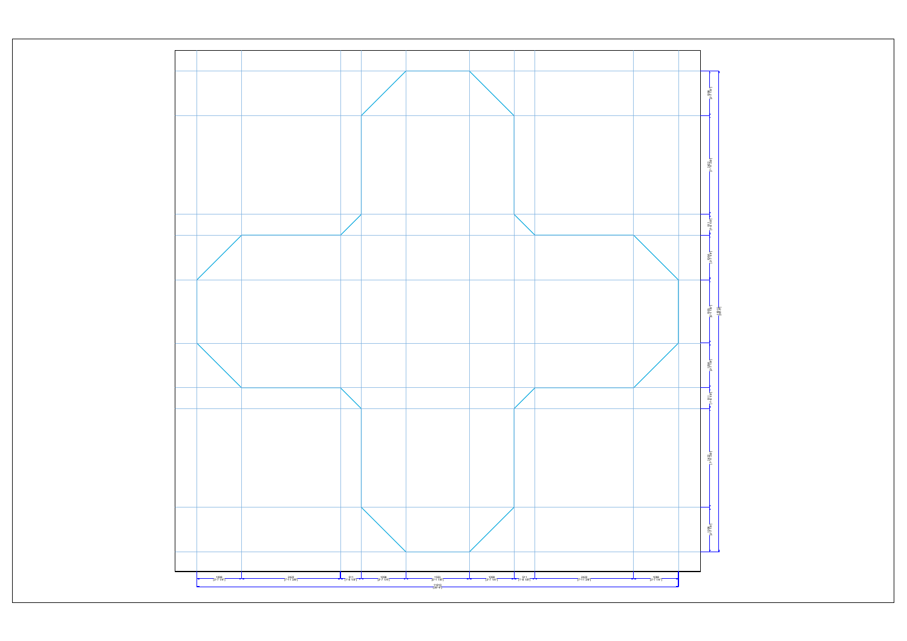1096
[3'-7 1/4"]

2422
[7'-11 3/8"]

511
[1'-8 1/8"]

1096
[3'-7 1/4"]

1553
[5'-1 1/8"]

1096
[3'-7 1/4"]

511
[1'-8 1/8"]

2422
[7'-11 3/8"]

1096
[3'-7 1/4"]

11810
[38'-9"]

1096
[3'-7 1/4"]

2422
[7'-11 3/8"]

511
[1'-8 1/8"]

1096
[3'-7 1/4"]

1553
[5'-1 1/8"]

1096
[3'-7 1/4"]

511
[1'-8 1/8"]

2422
[7'-11 3/8"]

1096
[3'-7 1/4"]

11810
[38'-9"]